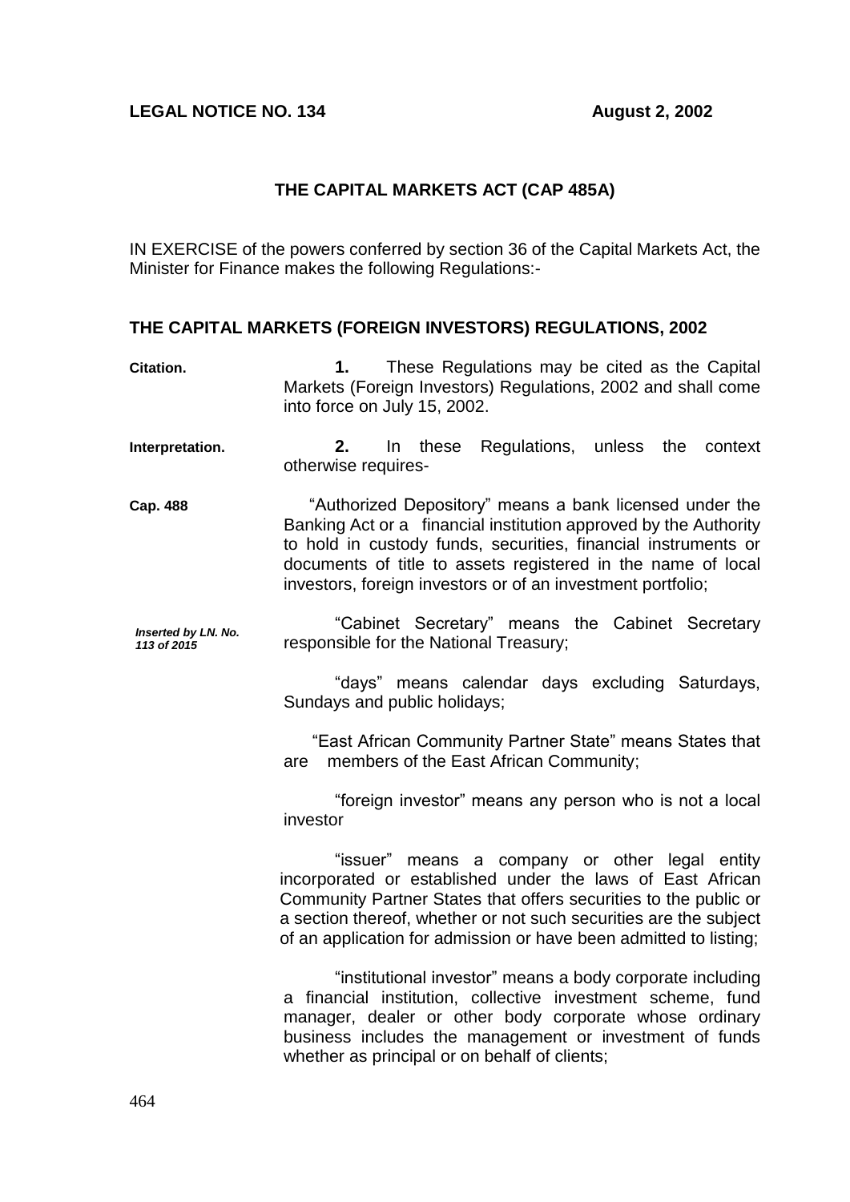**LEGAL NOTICE NO. 134** **August 2, 2002**

## THE CAPITAL MARKETS ACT (CAP 485A)

IN EXERCISE of the powers conferred by section 36 of the Capital Markets Act, the Minister for Finance makes the following Regulations:-

## THE CAPITAL MARKETS (FOREIGN INVESTORS) REGULATIONS, 2002

**Citation.**

**1.** These Regulations may be cited as the Capital Markets (Foreign Investors) Regulations, 2002 and shall come into force on July 15, 2002.

**Interpretation.**

**2.** In these Regulations, unless the context otherwise requires-

**Cap. 488**

"Authorized Depository" means a bank licensed under the Banking Act or a financial institution approved by the Authority to hold in custody funds, securities, financial instruments or documents of title to assets registered in the name of local investors, foreign investors or of an investment portfolio;

***Inserted by LN. No. 113 of 2015***

"Cabinet Secretary" means the Cabinet Secretary responsible for the National Treasury;

"days" means calendar days excluding Saturdays, Sundays and public holidays;

"East African Community Partner State" means States that are members of the East African Community;

"foreign investor" means any person who is not a local investor

"issuer" means a company or other legal entity incorporated or established under the laws of East African Community Partner States that offers securities to the public or a section thereof, whether or not such securities are the subject of an application for admission or have been admitted to listing;

"institutional investor" means a body corporate including a financial institution, collective investment scheme, fund manager, dealer or other body corporate whose ordinary business includes the management or investment of funds whether as principal or on behalf of clients;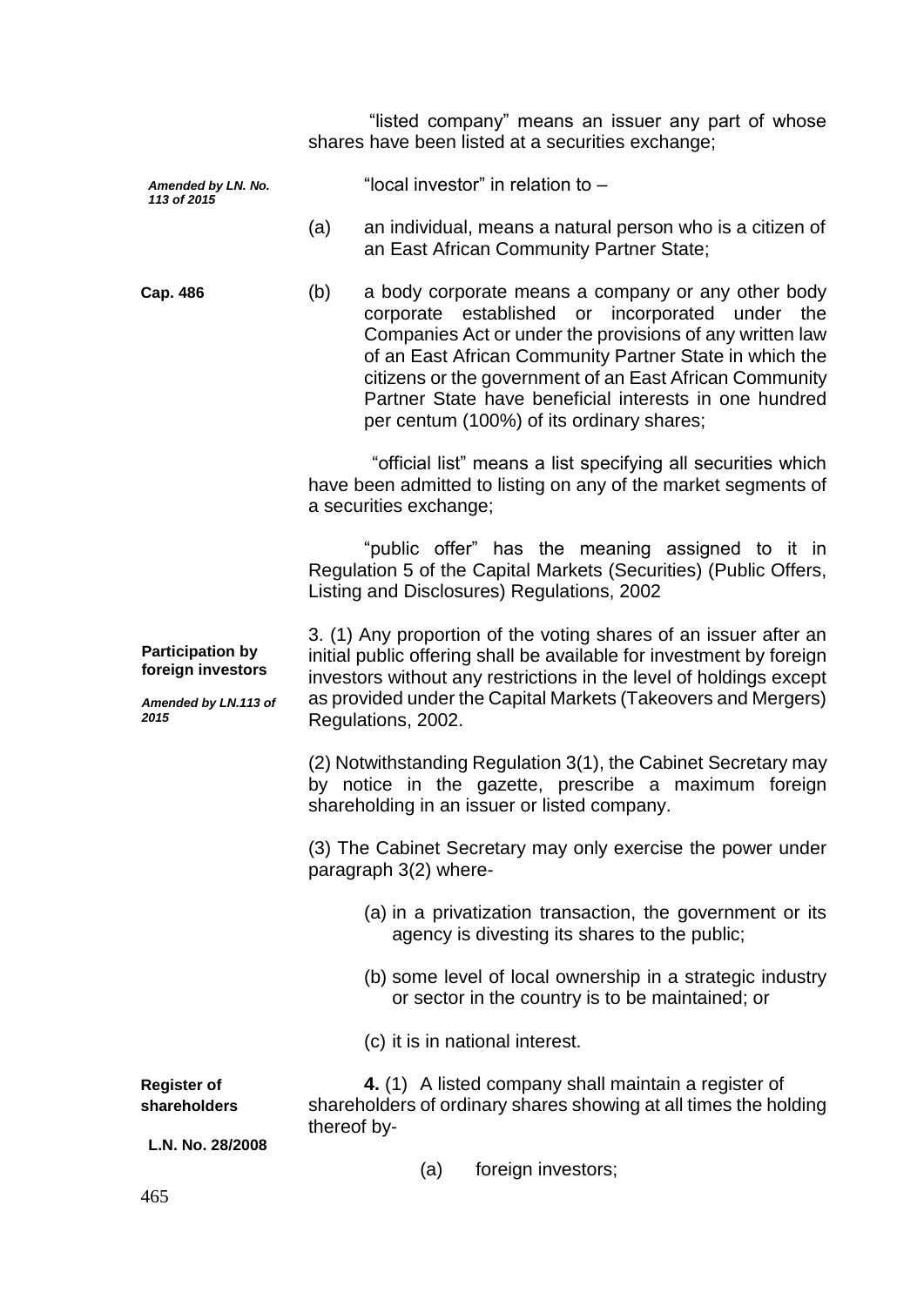"listed company" means an issuer any part of whose shares have been listed at a securities exchange;

*Amended by LN. No. 113 of 2015*

"local investor" in relation to –

(a) an individual, means a natural person who is a citizen of an East African Community Partner State;

**Cap. 486**

(b) a body corporate means a company or any other body corporate established or incorporated under the Companies Act or under the provisions of any written law of an East African Community Partner State in which the citizens or the government of an East African Community Partner State have beneficial interests in one hundred per centum (100%) of its ordinary shares;

"official list" means a list specifying all securities which have been admitted to listing on any of the market segments of a securities exchange;

"public offer" has the meaning assigned to it in Regulation 5 of the Capital Markets (Securities) (Public Offers, Listing and Disclosures) Regulations, 2002

**Participation by foreign investors**

*Amended by LN.113 of 2015*

3. (1) Any proportion of the voting shares of an issuer after an initial public offering shall be available for investment by foreign investors without any restrictions in the level of holdings except as provided under the Capital Markets (Takeovers and Mergers) Regulations, 2002.

(2) Notwithstanding Regulation 3(1), the Cabinet Secretary may by notice in the gazette, prescribe a maximum foreign shareholding in an issuer or listed company.

(3) The Cabinet Secretary may only exercise the power under paragraph 3(2) where-

(a) in a privatization transaction, the government or its agency is divesting its shares to the public;

(b) some level of local ownership in a strategic industry or sector in the country is to be maintained; or

(c) it is in national interest.

**Register of shareholders**

**L.N. No. 28/2008**

**4.** (1) A listed company shall maintain a register of shareholders of ordinary shares showing at all times the holding thereof by-

(a) foreign investors;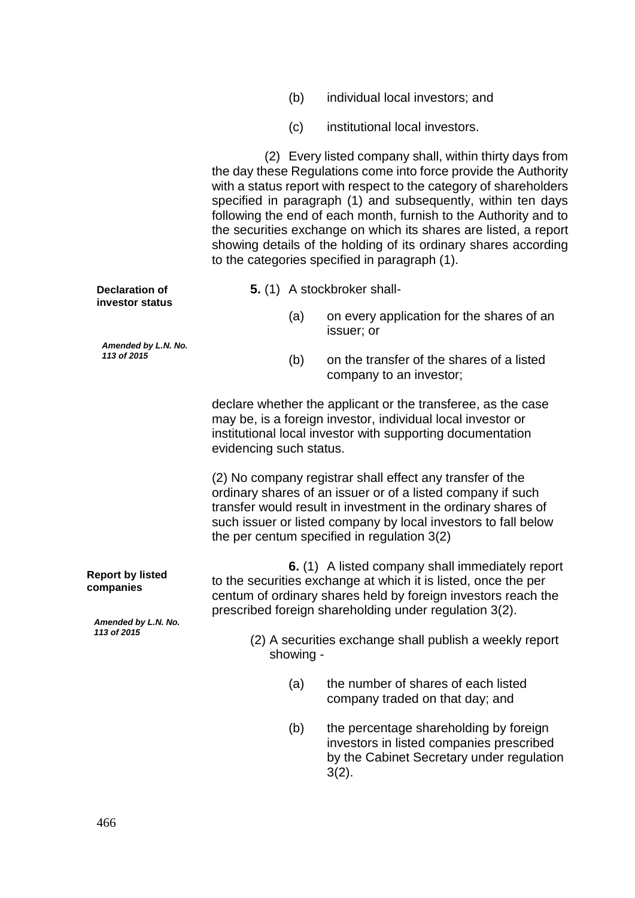(b) individual local investors; and

(c) institutional local investors.

(2) Every listed company shall, within thirty days from the day these Regulations come into force provide the Authority with a status report with respect to the category of shareholders specified in paragraph (1) and subsequently, within ten days following the end of each month, furnish to the Authority and to the securities exchange on which its shares are listed, a report showing details of the holding of its ordinary shares according to the categories specified in paragraph (1).

**Declaration of investor status**

*Amended by L.N. No. 113 of 2015*

**5.** (1) A stockbroker shall-

(a) on every application for the shares of an issuer; or

(b) on the transfer of the shares of a listed company to an investor;

declare whether the applicant or the transferee, as the case may be, is a foreign investor, individual local investor or institutional local investor with supporting documentation evidencing such status.

(2) No company registrar shall effect any transfer of the ordinary shares of an issuer or of a listed company if such transfer would result in investment in the ordinary shares of such issuer or listed company by local investors to fall below the per centum specified in regulation 3(2)

**Report by listed companies**

*Amended by L.N. No. 113 of 2015*

**6.** (1) A listed company shall immediately report to the securities exchange at which it is listed, once the per centum of ordinary shares held by foreign investors reach the prescribed foreign shareholding under regulation 3(2).

(2) A securities exchange shall publish a weekly report showing -

(a) the number of shares of each listed company traded on that day; and

(b) the percentage shareholding by foreign investors in listed companies prescribed by the Cabinet Secretary under regulation 3(2).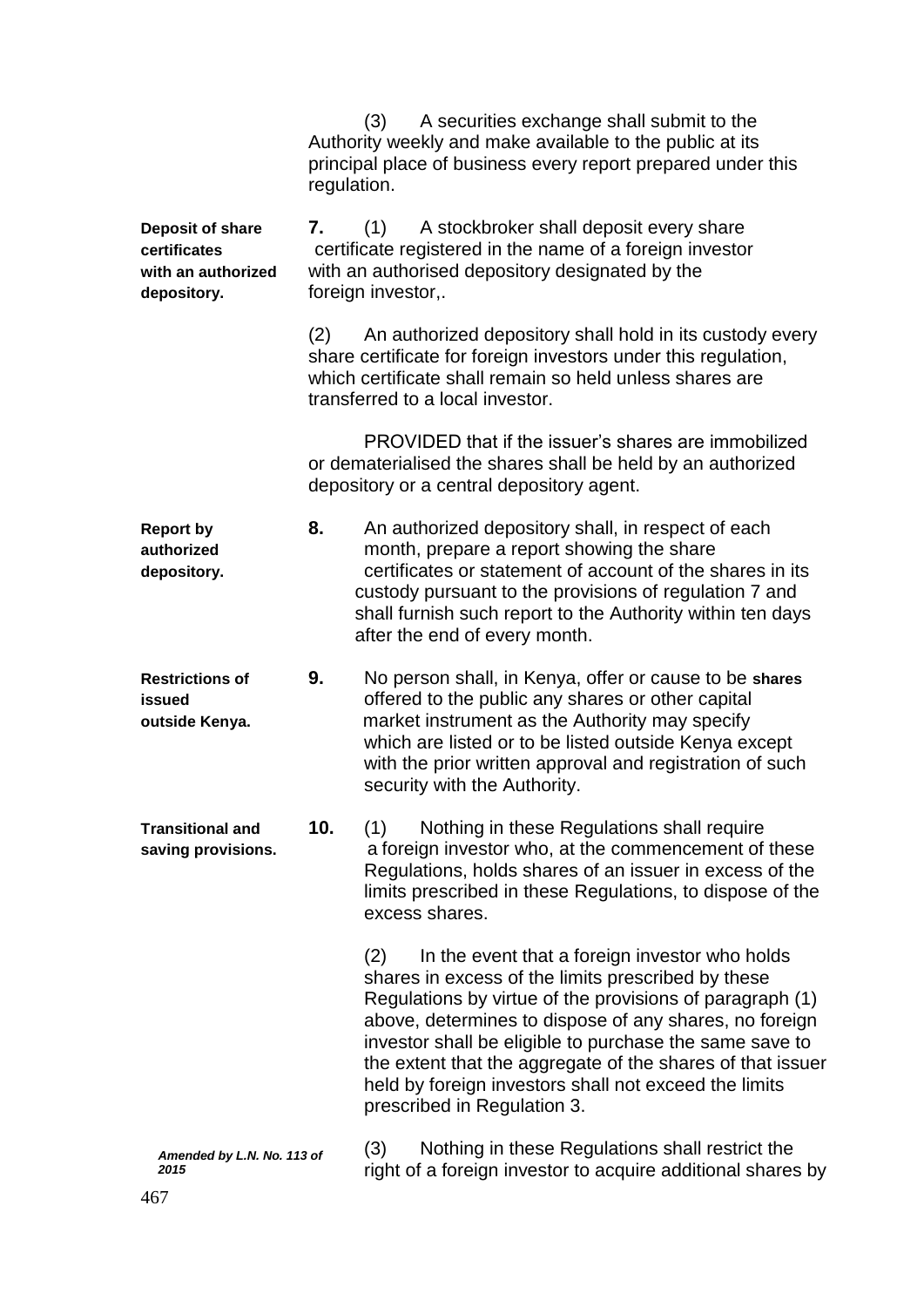(3) A securities exchange shall submit to the Authority weekly and make available to the public at its principal place of business every report prepared under this regulation.

**Deposit of share certificates with an authorized depository.**

**7.** (1) A stockbroker shall deposit every share certificate registered in the name of a foreign investor with an authorised depository designated by the foreign investor,.

(2) An authorized depository shall hold in its custody every share certificate for foreign investors under this regulation, which certificate shall remain so held unless shares are transferred to a local investor.

PROVIDED that if the issuer's shares are immobilized or dematerialised the shares shall be held by an authorized depository or a central depository agent.

**Report by authorized depository.**

**8.** An authorized depository shall, in respect of each month, prepare a report showing the share certificates or statement of account of the shares in its custody pursuant to the provisions of regulation 7 and shall furnish such report to the Authority within ten days after the end of every month.

**Restrictions of issued outside Kenya.**

**9.** No person shall, in Kenya, offer or cause to be **shares** offered to the public any shares or other capital market instrument as the Authority may specify which are listed or to be listed outside Kenya except with the prior written approval and registration of such security with the Authority.

**Transitional and saving provisions.**

**10.** (1) Nothing in these Regulations shall require a foreign investor who, at the commencement of these Regulations, holds shares of an issuer in excess of the limits prescribed in these Regulations, to dispose of the excess shares.

(2) In the event that a foreign investor who holds shares in excess of the limits prescribed by these Regulations by virtue of the provisions of paragraph (1) above, determines to dispose of any shares, no foreign investor shall be eligible to purchase the same save to the extent that the aggregate of the shares of that issuer held by foreign investors shall not exceed the limits prescribed in Regulation 3.

***Amended by L.N. No. 113 of 2015***

(3) Nothing in these Regulations shall restrict the right of a foreign investor to acquire additional shares by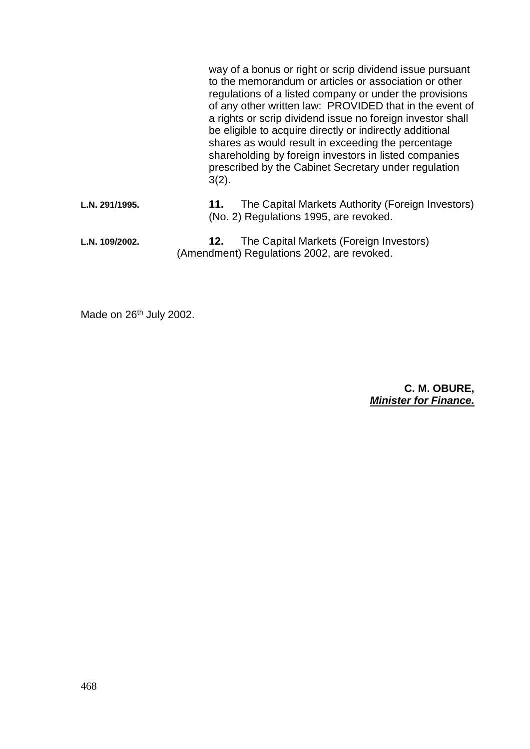way of a bonus or right or scrip dividend issue pursuant to the memorandum or articles or association or other regulations of a listed company or under the provisions of any other written law: PROVIDED that in the event of a rights or scrip dividend issue no foreign investor shall be eligible to acquire directly or indirectly additional shares as would result in exceeding the percentage shareholding by foreign investors in listed companies prescribed by the Cabinet Secretary under regulation 3(2).

**L.N. 291/1995.**

**11.** The Capital Markets Authority (Foreign Investors) (No. 2) Regulations 1995, are revoked.

**L.N. 109/2002.**

**12.** The Capital Markets (Foreign Investors) (Amendment) Regulations 2002, are revoked.

Made on 26th July 2002.

**C. M. OBURE,**
***Minister for Finance.***